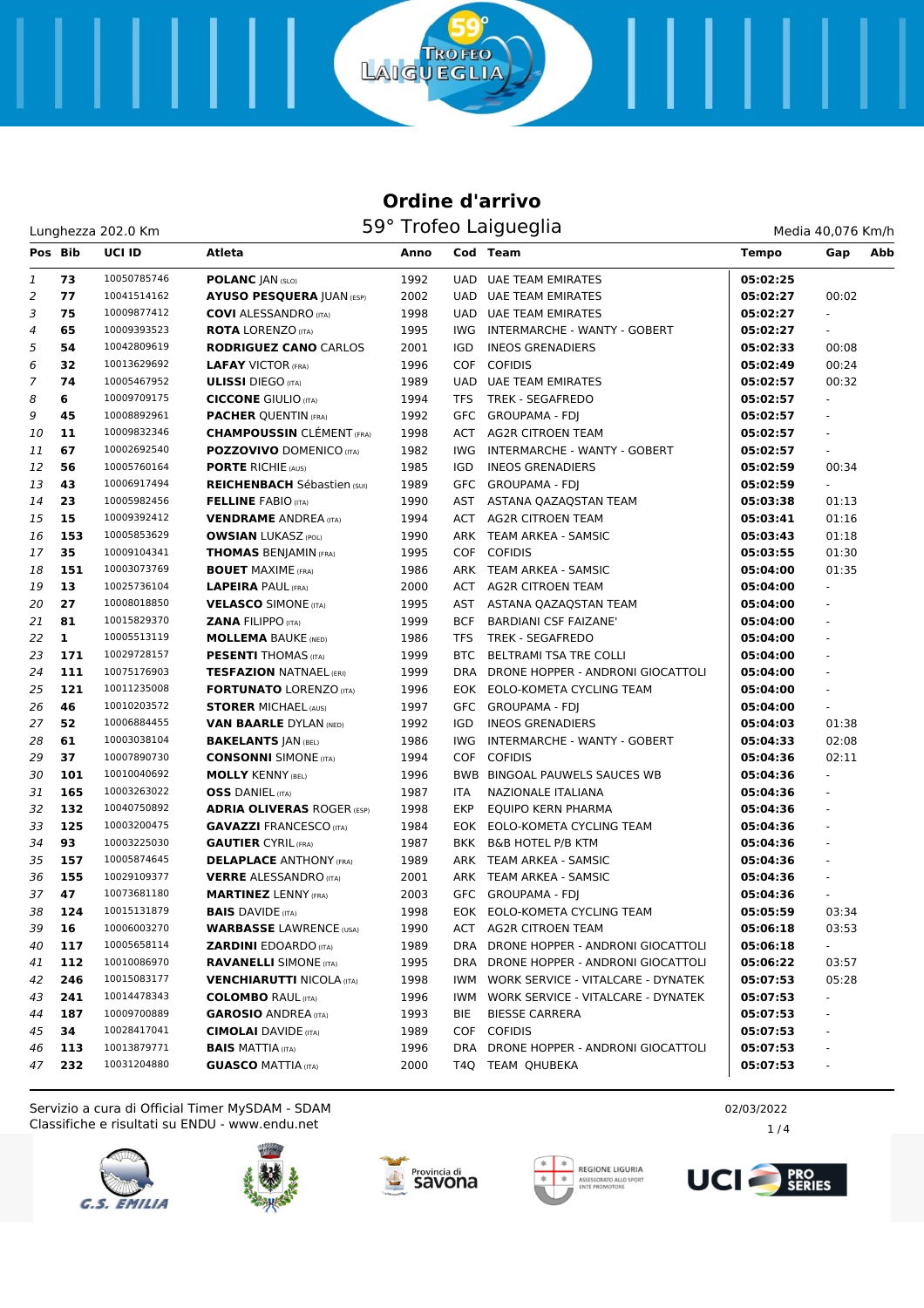# Ordine d'arrivo

## 59° Trofeo Laigueglia

Lunghezza 202.0 Km

Media 40,076 Km/h

| Pos | Bib | UCI ID | Atleta | Anno | Cod | Team | Tempo | Gap | Abb |
|---|---|---|---|---|---|---|---|---|---|
| 1 | 73 | 10050785746 | **POLANC** JAN (SLO) | 1992 | UAD | UAE TEAM EMIRATES | 05:02:25 | | |
| 2 | 77 | 10041514162 | **AYUSO PESQUERA** JUAN (ESP) | 2002 | UAD | UAE TEAM EMIRATES | 05:02:27 | 00:02 | |
| 3 | 75 | 10009877412 | **COVI** ALESSANDRO (ITA) | 1998 | UAD | UAE TEAM EMIRATES | 05:02:27 | - | |
| 4 | 65 | 10009393523 | **ROTA** LORENZO (ITA) | 1995 | IWG | INTERMARCHE - WANTY - GOBERT | 05:02:27 | - | |
| 5 | 54 | 10042809619 | **RODRIGUEZ CANO** CARLOS | 2001 | IGD | INEOS GRENADIERS | 05:02:33 | 00:08 | |
| 6 | 32 | 10013629692 | **LAFAY** VICTOR (FRA) | 1996 | COF | COFIDIS | 05:02:49 | 00:24 | |
| 7 | 74 | 10005467952 | **ULISSI** DIEGO (ITA) | 1989 | UAD | UAE TEAM EMIRATES | 05:02:57 | 00:32 | |
| 8 | 6 | 10009709175 | **CICCONE** GIULIO (ITA) | 1994 | TFS | TREK - SEGAFREDO | 05:02:57 | - | |
| 9 | 45 | 10008892961 | **PACHER** QUENTIN (FRA) | 1992 | GFC | GROUPAMA - FDJ | 05:02:57 | - | |
| 10 | 11 | 10009832346 | **CHAMPOUSSIN** CLÉMENT (FRA) | 1998 | ACT | AG2R CITROEN TEAM | 05:02:57 | - | |
| 11 | 67 | 10002692540 | **POZZOVIVO** DOMENICO (ITA) | 1982 | IWG | INTERMARCHE - WANTY - GOBERT | 05:02:57 | - | |
| 12 | 56 | 10005760164 | **PORTE** RICHIE (AUS) | 1985 | IGD | INEOS GRENADIERS | 05:02:59 | 00:34 | |
| 13 | 43 | 10006917494 | **REICHENBACH** Sébastien (SUI) | 1989 | GFC | GROUPAMA - FDJ | 05:02:59 | - | |
| 14 | 23 | 10005982456 | **FELLINE** FABIO (ITA) | 1990 | AST | ASTANA QAZAQSTAN TEAM | 05:03:38 | 01:13 | |
| 15 | 15 | 10009392412 | **VENDRAME** ANDREA (ITA) | 1994 | ACT | AG2R CITROEN TEAM | 05:03:41 | 01:16 | |
| 16 | 153 | 10005853629 | **OWSIAN** LUKASZ (POL) | 1990 | ARK | TEAM ARKEA - SAMSIC | 05:03:43 | 01:18 | |
| 17 | 35 | 10009104341 | **THOMAS** BENJAMIN (FRA) | 1995 | COF | COFIDIS | 05:03:55 | 01:30 | |
| 18 | 151 | 10003073769 | **BOUET** MAXIME (FRA) | 1986 | ARK | TEAM ARKEA - SAMSIC | 05:04:00 | 01:35 | |
| 19 | 13 | 10025736104 | **LAPEIRA** PAUL (FRA) | 2000 | ACT | AG2R CITROEN TEAM | 05:04:00 | - | |
| 20 | 27 | 10008018850 | **VELASCO** SIMONE (ITA) | 1995 | AST | ASTANA QAZAQSTAN TEAM | 05:04:00 | - | |
| 21 | 81 | 10015829370 | **ZANA** FILIPPO (ITA) | 1999 | BCF | BARDIANI CSF FAIZANE' | 05:04:00 | - | |
| 22 | 1 | 10005513119 | **MOLLEMA** BAUKE (NED) | 1986 | TFS | TREK - SEGAFREDO | 05:04:00 | - | |
| 23 | 171 | 10029728157 | **PESENTI** THOMAS (ITA) | 1999 | BTC | BELTRAMI TSA TRE COLLI | 05:04:00 | - | |
| 24 | 111 | 10075176903 | **TESFAZION** NATNAEL (ERI) | 1999 | DRA | DRONE HOPPER - ANDRONI GIOCATTOLI | 05:04:00 | - | |
| 25 | 121 | 10005835008 | **FORTUNATO** LORENZO (ITA) | 1996 | EOK | EOLO-KOMETA CYCLING TEAM | 05:04:00 | - | |
| 26 | 46 | 10010203572 | **STORER** MICHAEL (AUS) | 1997 | GFC | GROUPAMA - FDJ | 05:04:00 | - | |
| 27 | 52 | 10006884455 | **VAN BAARLE** DYLAN (NED) | 1992 | IGD | INEOS GRENADIERS | 05:04:03 | 01:38 | |
| 28 | 61 | 10003038104 | **BAKELANTS** JAN (BEL) | 1986 | IWG | INTERMARCHE - WANTY - GOBERT | 05:04:33 | 02:08 | |
| 29 | 37 | 10007890730 | **CONSONNI** SIMONE (ITA) | 1994 | COF | COFIDIS | 05:04:36 | 02:11 | |
| 30 | 101 | 10010040692 | **MOLLY** KENNY (BEL) | 1996 | BWB | BINGOAL PAUWELS SAUCES WB | 05:04:36 | - | |
| 31 | 165 | 10003263022 | **OSS** DANIEL (ITA) | 1987 | ITA | NAZIONALE ITALIANA | 05:04:36 | - | |
| 32 | 132 | 10040750892 | **ADRIA OLIVERAS** ROGER (ESP) | 1998 | EKP | EQUIPO KERN PHARMA | 05:04:36 | - | |
| 33 | 125 | 10003200475 | **GAVAZZI** FRANCESCO (ITA) | 1984 | EOK | EOLO-KOMETA CYCLING TEAM | 05:04:36 | - | |
| 34 | 93 | 10003225030 | **GAUTIER** CYRIL (FRA) | 1987 | BKK | B&B HOTEL P/B KTM | 05:04:36 | - | |
| 35 | 157 | 10005874645 | **DELAPLACE** ANTHONY (FRA) | 1989 | ARK | TEAM ARKEA - SAMSIC | 05:04:36 | - | |
| 36 | 155 | 10029109377 | **VERRE** ALESSANDRO (ITA) | 2001 | ARK | TEAM ARKEA - SAMSIC | 05:04:36 | - | |
| 37 | 47 | 10073681180 | **MARTINEZ** LENNY (FRA) | 2003 | GFC | GROUPAMA - FDJ | 05:04:36 | - | |
| 38 | 124 | 10015131879 | **BAIS** DAVIDE (ITA) | 1998 | EOK | EOLO-KOMETA CYCLING TEAM | 05:05:59 | 03:34 | |
| 39 | 16 | 10006003270 | **WARBASSE** LAWRENCE (USA) | 1990 | ACT | AG2R CITROEN TEAM | 05:06:18 | 03:53 | |
| 40 | 117 | 10005658114 | **ZARDINI** EDOARDO (ITA) | 1989 | DRA | DRONE HOPPER - ANDRONI GIOCATTOLI | 05:06:18 | - | |
| 41 | 112 | 10010086970 | **RAVANELLI** SIMONE (ITA) | 1995 | DRA | DRONE HOPPER - ANDRONI GIOCATTOLI | 05:06:22 | 03:57 | |
| 42 | 246 | 10015083177 | **VENCHIARUTTI** NICOLA (ITA) | 1998 | IWM | WORK SERVICE - VITALCARE - DYNATEK | 05:07:53 | 05:28 | |
| 43 | 241 | 10014478343 | **COLOMBO** RAUL (ITA) | 1996 | IWM | WORK SERVICE - VITALCARE - DYNATEK | 05:07:53 | - | |
| 44 | 187 | 10009700889 | **GAROSIO** ANDREA (ITA) | 1993 | BIE | BIESSE CARRERA | 05:07:53 | - | |
| 45 | 34 | 10028417041 | **CIMOLAI** DAVIDE (ITA) | 1989 | COF | COFIDIS | 05:07:53 | - | |
| 46 | 113 | 10013879771 | **BAIS** MATTIA (ITA) | 1996 | DRA | DRONE HOPPER - ANDRONI GIOCATTOLI | 05:07:53 | - | |
| 47 | 232 | 10031204880 | **GUASCO** MATTIA (ITA) | 2000 | T4Q | TEAM QHUBEKA | 05:07:53 | - | |

Servizio a cura di Official Timer MySDAM - SDAM
Classifiche e risultati su ENDU - www.endu.net

02/03/2022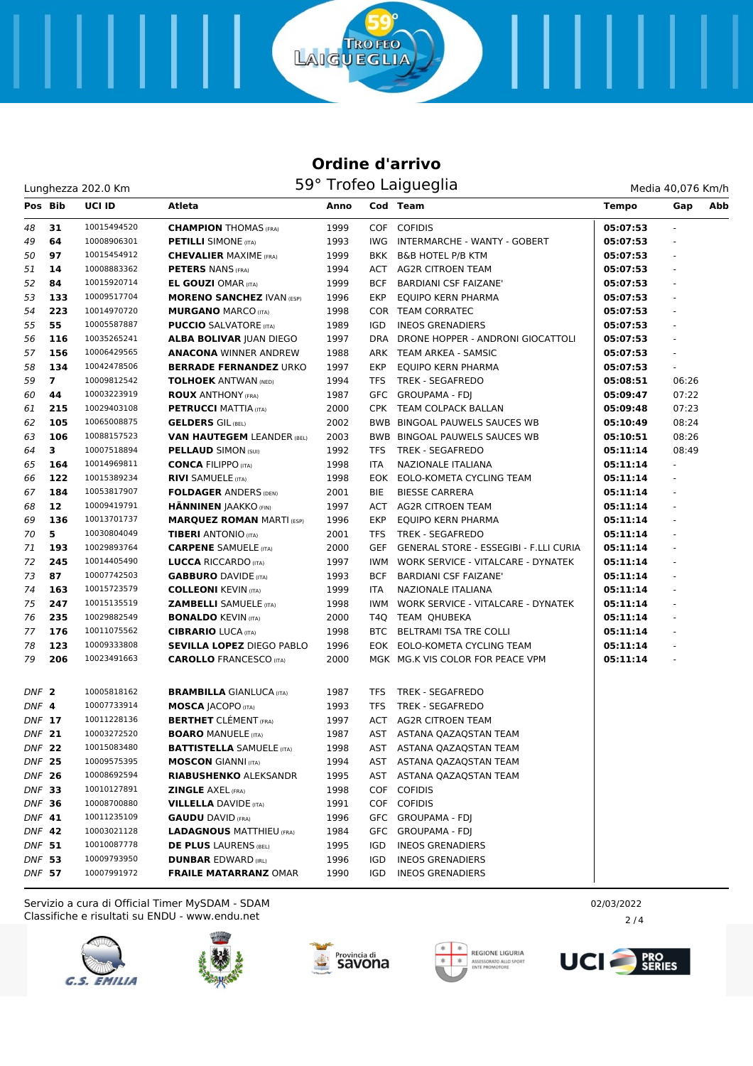## Ordine d'arrivo

### 59° Trofeo Laigueglia

Lunghezza 202.0 Km | Media 40,076 Km/h

| Pos | Bib | UCI ID | Atleta | Anno | Cod | Team | Tempo | Gap | Abb |
|---|---|---|---|---|---|---|---|---|---|
| 48 | 31 | 10015494520 | **CHAMPION** THOMAS (FRA) | 1999 | COF | COFIDIS | 05:07:53 | - | |
| 49 | 64 | 10008906301 | **PETILLI** SIMONE (ITA) | 1993 | IWG | INTERMARCHE - WANTY - GOBERT | 05:07:53 | - | |
| 50 | 97 | 10015454912 | **CHEVALIER** MAXIME (FRA) | 1999 | BKK | B&B HOTEL P/B KTM | 05:07:53 | - | |
| 51 | 14 | 10008883362 | **PETERS** NANS (FRA) | 1994 | ACT | AG2R CITROEN TEAM | 05:07:53 | - | |
| 52 | 84 | 10015920714 | **EL GOUZI** OMAR (ITA) | 1999 | BCF | BARDIANI CSF FAIZANE' | 05:07:53 | - | |
| 53 | 133 | 10009517704 | **MORENO SANCHEZ** IVAN (ESP) | 1996 | EKP | EQUIPO KERN PHARMA | 05:07:53 | - | |
| 54 | 223 | 10014970720 | **MURGANO** MARCO (ITA) | 1998 | COR | TEAM CORRATEC | 05:07:53 | - | |
| 55 | 55 | 10005587887 | **PUCCIO** SALVATORE (ITA) | 1989 | IGD | INEOS GRENADIERS | 05:07:53 | - | |
| 56 | 116 | 10035265241 | **ALBA BOLIVAR** JUAN DIEGO | 1997 | DRA | DRONE HOPPER - ANDRONI GIOCATTOLI | 05:07:53 | - | |
| 57 | 156 | 10006429565 | **ANACONA** WINNER ANDREW | 1988 | ARK | TEAM ARKEA - SAMSIC | 05:07:53 | - | |
| 58 | 134 | 10042478506 | **BERRADE FERNANDEZ** URKO | 1997 | EKP | EQUIPO KERN PHARMA | 05:07:53 | - | |
| 59 | 7 | 10009812542 | **TOLHOEK** ANTWAN (NED) | 1994 | TFS | TREK - SEGAFREDO | 05:08:51 | 06:26 | |
| 60 | 44 | 10003223919 | **ROUX** ANTHONY (FRA) | 1987 | GFC | GROUPAMA - FDJ | 05:09:47 | 07:22 | |
| 61 | 215 | 10029403108 | **PETRUCCI** MATTIA (ITA) | 2000 | CPK | TEAM COLPACK BALLAN | 05:09:48 | 07:23 | |
| 62 | 105 | 10065008875 | **GELDERS** GIL (BEL) | 2002 | BWB | BINGOAL PAUWELS SAUCES WB | 05:10:49 | 08:24 | |
| 63 | 106 | 10088157523 | **VAN HAUTEGEM** LEANDER (BEL) | 2003 | BWB | BINGOAL PAUWELS SAUCES WB | 05:10:51 | 08:26 | |
| 64 | 3 | 10007518894 | **PELLAUD** SIMON (SUI) | 1992 | TFS | TREK - SEGAFREDO | 05:11:14 | 08:49 | |
| 65 | 164 | 10014969811 | **CONCA** FILIPPO (ITA) | 1998 | ITA | NAZIONALE ITALIANA | 05:11:14 | - | |
| 66 | 122 | 10015389234 | **RIVI** SAMUELE (ITA) | 1998 | EOK | EOLO-KOMETA CYCLING TEAM | 05:11:14 | - | |
| 67 | 184 | 10053817907 | **FOLDAGER** ANDERS (DEN) | 2001 | BIE | BIESSE CARRERA | 05:11:14 | - | |
| 68 | 12 | 10009419791 | **HÄNNINEN** JAAKKO (FIN) | 1997 | ACT | AG2R CITROEN TEAM | 05:11:14 | - | |
| 69 | 136 | 10013701737 | **MARQUEZ ROMAN** MARTI (ESP) | 1996 | EKP | EQUIPO KERN PHARMA | 05:11:14 | - | |
| 70 | 5 | 10030804049 | **TIBERI** ANTONIO (ITA) | 2001 | TFS | TREK - SEGAFREDO | 05:11:14 | - | |
| 71 | 193 | 10029893764 | **CARPENE** SAMUELE (ITA) | 2000 | GEF | GENERAL STORE - ESSEGIBI - F.LLI CURIA | 05:11:14 | - | |
| 72 | 245 | 10014405490 | **LUCCA** RICCARDO (ITA) | 1997 | IWM | WORK SERVICE - VITALCARE - DYNATEK | 05:11:14 | - | |
| 73 | 87 | 10007742503 | **GABBURO** DAVIDE (ITA) | 1993 | BCF | BARDIANI CSF FAIZANE' | 05:11:14 | - | |
| 74 | 163 | 10015723579 | **COLLEONI** KEVIN (ITA) | 1999 | ITA | NAZIONALE ITALIANA | 05:11:14 | - | |
| 75 | 247 | 10015135519 | **ZAMBELLI** SAMUELE (ITA) | 1998 | IWM | WORK SERVICE - VITALCARE - DYNATEK | 05:11:14 | - | |
| 76 | 235 | 10029882549 | **BONALDO** KEVIN (ITA) | 2000 | T4Q | TEAM QHUBEKA | 05:11:14 | - | |
| 77 | 176 | 10011075562 | **CIBRARIO** LUCA (ITA) | 1998 | BTC | BELTRAMI TSA TRE COLLI | 05:11:14 | - | |
| 78 | 123 | 10009333808 | **SEVILLA LOPEZ** DIEGO PABLO | 1996 | EOK | EOLO-KOMETA CYCLING TEAM | 05:11:14 | - | |
| 79 | 206 | 10023491663 | **CAROLLO** FRANCESCO (ITA) | 2000 | MGK | MG.K VIS COLOR FOR PEACE VPM | 05:11:14 | - | |
| DNF | 2 | 10005818162 | **BRAMBILLA** GIANLUCA (ITA) | 1987 | TFS | TREK - SEGAFREDO | | | |
| DNF | 4 | 10007733914 | **MOSCA** JACOPO (ITA) | 1993 | TFS | TREK - SEGAFREDO | | | |
| DNF | 17 | 10011228136 | **BERTHET** CLÉMENT (FRA) | 1997 | ACT | AG2R CITROEN TEAM | | | |
| DNF | 21 | 10003272520 | **BOARO** MANUELE (ITA) | 1987 | AST | ASTANA QAZAQSTAN TEAM | | | |
| DNF | 22 | 10015083480 | **BATTISTELLA** SAMUELE (ITA) | 1998 | AST | ASTANA QAZAQSTAN TEAM | | | |
| DNF | 25 | 10009575395 | **MOSCON** GIANNI (ITA) | 1994 | AST | ASTANA QAZAQSTAN TEAM | | | |
| DNF | 26 | 10008692594 | **RIABUSHENKO** ALEKSANDR | 1995 | AST | ASTANA QAZAQSTAN TEAM | | | |
| DNF | 33 | 10010127891 | **ZINGLE** AXEL (FRA) | 1998 | COF | COFIDIS | | | |
| DNF | 36 | 10008700880 | **VILLELLA** DAVIDE (ITA) | 1991 | COF | COFIDIS | | | |
| DNF | 41 | 10011235109 | **GAUDU** DAVID (FRA) | 1996 | GFC | GROUPAMA - FDJ | | | |
| DNF | 42 | 10003021128 | **LADAGNOUS** MATTHIEU (FRA) | 1984 | GFC | GROUPAMA - FDJ | | | |
| DNF | 51 | 10010087778 | **DE PLUS** LAURENS (BEL) | 1995 | IGD | INEOS GRENADIERS | | | |
| DNF | 53 | 10009793950 | **DUNBAR** EDWARD (IRL) | 1996 | IGD | INEOS GRENADIERS | | | |
| DNF | 57 | 10007991972 | **FRAILE MATARRANZ** OMAR | 1990 | IGD | INEOS GRENADIERS | | | |

Servizio a cura di Official Timer MySDAM - SDAM
Classifiche e risultati su ENDU - www.endu.net

02/03/2022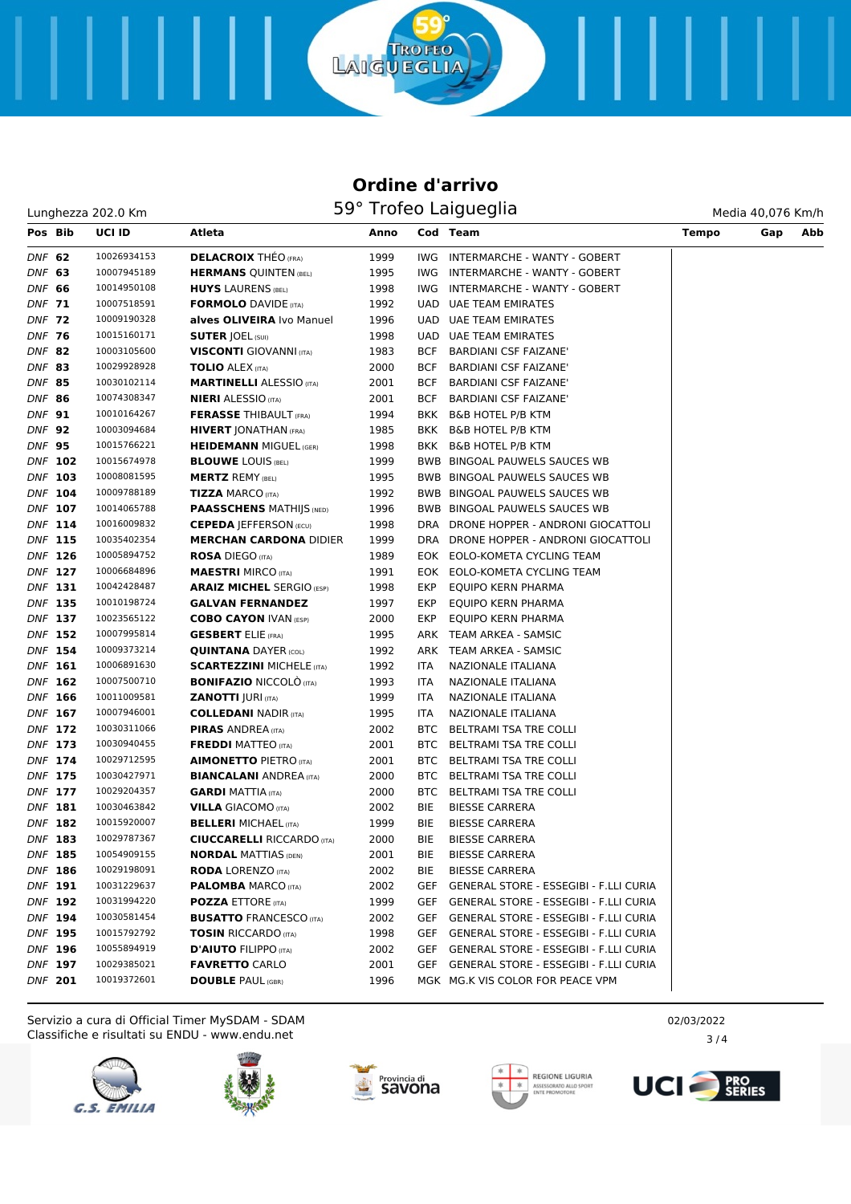## Ordine d'arrivo

### 59° Trofeo Laigueglia

Lunghezza 202.0 Km | Media 40,076 Km/h

| Pos | Bib | UCI ID | Atleta | Anno | Cod | Team | Tempo | Gap | Abb |
|---|---|---|---|---|---|---|---|---|---|
| DNF | 62 | 10026934153 | **DELACROIX** THÉO (FRA) | 1999 | IWG | INTERMARCHE - WANTY - GOBERT | | | |
| DNF | 63 | 10007945189 | **HERMANS** QUINTEN (BEL) | 1995 | IWG | INTERMARCHE - WANTY - GOBERT | | | |
| DNF | 66 | 10014950108 | **HUYS** LAURENS (BEL) | 1998 | IWG | INTERMARCHE - WANTY - GOBERT | | | |
| DNF | 71 | 10007518591 | **FORMOLO** DAVIDE (ITA) | 1992 | UAD | UAE TEAM EMIRATES | | | |
| DNF | 72 | 10009190328 | **alves OLIVEIRA** Ivo Manuel | 1996 | UAD | UAE TEAM EMIRATES | | | |
| DNF | 76 | 10015160171 | **SUTER** JOEL (SUI) | 1998 | UAD | UAE TEAM EMIRATES | | | |
| DNF | 82 | 10003105600 | **VISCONTI** GIOVANNI (ITA) | 1983 | BCF | BARDIANI CSF FAIZANE' | | | |
| DNF | 83 | 10029928928 | **TOLIO** ALEX (ITA) | 2000 | BCF | BARDIANI CSF FAIZANE' | | | |
| DNF | 85 | 10030102114 | **MARTINELLI** ALESSIO (ITA) | 2001 | BCF | BARDIANI CSF FAIZANE' | | | |
| DNF | 86 | 10074308347 | **NIERI** ALESSIO (ITA) | 2001 | BCF | BARDIANI CSF FAIZANE' | | | |
| DNF | 91 | 10010164267 | **FERASSE** THIBAULT (FRA) | 1994 | BKK | B&B HOTEL P/B KTM | | | |
| DNF | 92 | 10003094684 | **HIVERT** JONATHAN (FRA) | 1985 | BKK | B&B HOTEL P/B KTM | | | |
| DNF | 95 | 10015766221 | **HEIDEMANN** MIGUEL (GER) | 1998 | BKK | B&B HOTEL P/B KTM | | | |
| DNF | 102 | 10015674978 | **BLOUWE** LOUIS (BEL) | 1999 | BWB | BINGOAL PAUWELS SAUCES WB | | | |
| DNF | 103 | 10008081595 | **MERTZ** REMY (BEL) | 1995 | BWB | BINGOAL PAUWELS SAUCES WB | | | |
| DNF | 104 | 10009788189 | **TIZZA** MARCO (ITA) | 1992 | BWB | BINGOAL PAUWELS SAUCES WB | | | |
| DNF | 107 | 10014065788 | **PAASSCHENS** MATHIJS (NED) | 1996 | BWB | BINGOAL PAUWELS SAUCES WB | | | |
| DNF | 114 | 10016009832 | **CEPEDA** JEFFERSON (ECU) | 1998 | DRA | DRONE HOPPER - ANDRONI GIOCATTOLI | | | |
| DNF | 115 | 10035402354 | **MERCHAN CARDONA** DIDIER | 1999 | DRA | DRONE HOPPER - ANDRONI GIOCATTOLI | | | |
| DNF | 126 | 10005894752 | **ROSA** DIEGO (ITA) | 1989 | EOK | EOLO-KOMETA CYCLING TEAM | | | |
| DNF | 127 | 10006684896 | **MAESTRI** MIRCO (ITA) | 1991 | EOK | EOLO-KOMETA CYCLING TEAM | | | |
| DNF | 131 | 10042428487 | **ARAIZ MICHEL** SERGIO (ESP) | 1998 | EKP | EQUIPO KERN PHARMA | | | |
| DNF | 135 | 10010198724 | **GALVAN FERNANDEZ** | 1997 | EKP | EQUIPO KERN PHARMA | | | |
| DNF | 137 | 10023565122 | **COBO CAYON** IVAN (ESP) | 2000 | EKP | EQUIPO KERN PHARMA | | | |
| DNF | 152 | 10007995814 | **GESBERT** ELIE (FRA) | 1995 | ARK | TEAM ARKEA - SAMSIC | | | |
| DNF | 154 | 10009373214 | **QUINTANA** DAYER (COL) | 1992 | ARK | TEAM ARKEA - SAMSIC | | | |
| DNF | 161 | 10006891630 | **SCARTEZZINI** MICHELE (ITA) | 1992 | ITA | NAZIONALE ITALIANA | | | |
| DNF | 162 | 10007500710 | **BONIFAZIO** NICCOLÒ (ITA) | 1993 | ITA | NAZIONALE ITALIANA | | | |
| DNF | 166 | 10011009581 | **ZANOTTI** JURI (ITA) | 1999 | ITA | NAZIONALE ITALIANA | | | |
| DNF | 167 | 10007946001 | **COLLEDANI** NADIR (ITA) | 1995 | ITA | NAZIONALE ITALIANA | | | |
| DNF | 172 | 10030311066 | **PIRAS** ANDREA (ITA) | 2002 | BTC | BELTRAMI TSA TRE COLLI | | | |
| DNF | 173 | 10030940455 | **FREDDI** MATTEO (ITA) | 2001 | BTC | BELTRAMI TSA TRE COLLI | | | |
| DNF | 174 | 10029712595 | **AIMONETTO** PIETRO (ITA) | 2001 | BTC | BELTRAMI TSA TRE COLLI | | | |
| DNF | 175 | 10030427971 | **BIANCALANI** ANDREA (ITA) | 2000 | BTC | BELTRAMI TSA TRE COLLI | | | |
| DNF | 177 | 10029204357 | **GARDI** MATTIA (ITA) | 2000 | BTC | BELTRAMI TSA TRE COLLI | | | |
| DNF | 181 | 10030463842 | **VILLA** GIACOMO (ITA) | 2002 | BIE | BIESSE CARRERA | | | |
| DNF | 182 | 10015920007 | **BELLERI** MICHAEL (ITA) | 1999 | BIE | BIESSE CARRERA | | | |
| DNF | 183 | 10029787367 | **CIUCCARELLI** RICCARDO (ITA) | 2000 | BIE | BIESSE CARRERA | | | |
| DNF | 185 | 10054909155 | **NORDAL** MATTIAS (DEN) | 2001 | BIE | BIESSE CARRERA | | | |
| DNF | 186 | 10029198091 | **RODA** LORENZO (ITA) | 2002 | BIE | BIESSE CARRERA | | | |
| DNF | 191 | 10031229637 | **PALOMBA** MARCO (ITA) | 2002 | GEF | GENERAL STORE - ESSEGIBI - F.LLI CURIA | | | |
| DNF | 192 | 10031994220 | **POZZA** ETTORE (ITA) | 1999 | GEF | GENERAL STORE - ESSEGIBI - F.LLI CURIA | | | |
| DNF | 194 | 10030581454 | **BUSATTO** FRANCESCO (ITA) | 2002 | GEF | GENERAL STORE - ESSEGIBI - F.LLI CURIA | | | |
| DNF | 195 | 10015792792 | **TOSIN** RICCARDO (ITA) | 1998 | GEF | GENERAL STORE - ESSEGIBI - F.LLI CURIA | | | |
| DNF | 196 | 10055894919 | **D'AIUTO** FILIPPO (ITA) | 2002 | GEF | GENERAL STORE - ESSEGIBI - F.LLI CURIA | | | |
| DNF | 197 | 10029385021 | **FAVRETTO** CARLO | 2001 | GEF | GENERAL STORE - ESSEGIBI - F.LLI CURIA | | | |
| DNF | 201 | 10019372601 | **DOUBLE** PAUL (GBR) | 1996 | MGK | MG.K VIS COLOR FOR PEACE VPM | | | |

Servizio a cura di Official Timer MySDAM - SDAM
Classifiche e risultati su ENDU - www.endu.net

02/03/2022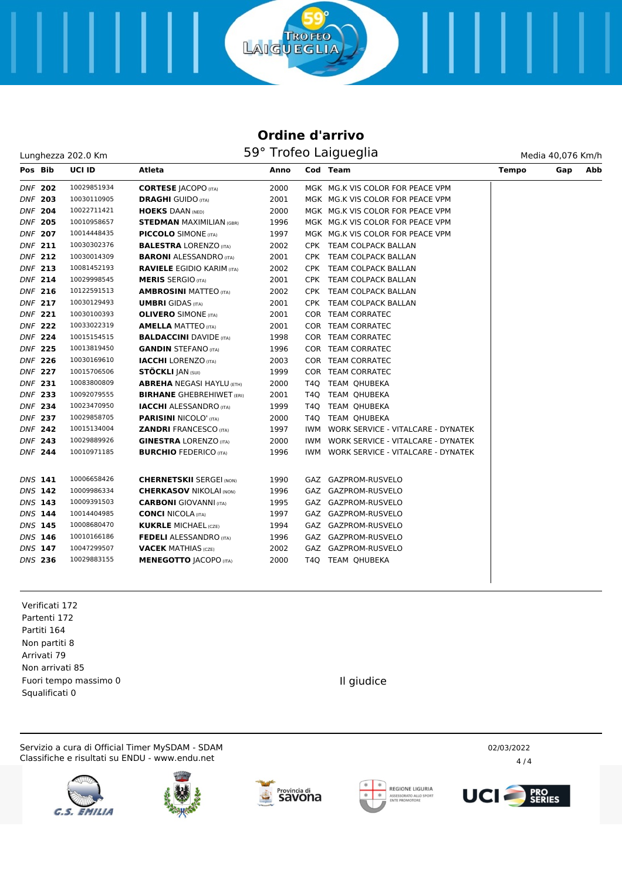## Ordine d'arrivo

### 59° Trofeo Laigueglia

Lunghezza 202.0 Km

Media 40,076 Km/h

| Pos | Bib | UCI ID | Atleta | Anno | Cod | Team | Tempo | Gap | Abb |
|---|---|---|---|---|---|---|---|---|---|
| *DNF* | **202** | 10029851934 | **CORTESE** JACOPO (ITA) | 2000 | MGK | MG.K VIS COLOR FOR PEACE VPM | | | |
| *DNF* | **203** | 10030110905 | **DRAGHI** GUIDO (ITA) | 2001 | MGK | MG.K VIS COLOR FOR PEACE VPM | | | |
| *DNF* | **204** | 10022711421 | **HOEKS** DAAN (NED) | 2000 | MGK | MG.K VIS COLOR FOR PEACE VPM | | | |
| *DNF* | **205** | 10010958657 | **STEDMAN** MAXIMILIAN (GBR) | 1996 | MGK | MG.K VIS COLOR FOR PEACE VPM | | | |
| *DNF* | **207** | 10014448435 | **PICCOLO** SIMONE (ITA) | 1997 | MGK | MG.K VIS COLOR FOR PEACE VPM | | | |
| *DNF* | **211** | 10030302376 | **BALESTRA** LORENZO (ITA) | 2002 | CPK | TEAM COLPACK BALLAN | | | |
| *DNF* | **212** | 10030014309 | **BARONI** ALESSANDRO (ITA) | 2001 | CPK | TEAM COLPACK BALLAN | | | |
| *DNF* | **213** | 10081452193 | **RAVIELE** EGIDIO KARIM (ITA) | 2002 | CPK | TEAM COLPACK BALLAN | | | |
| *DNF* | **214** | 10029998545 | **MERIS** SERGIO (ITA) | 2001 | CPK | TEAM COLPACK BALLAN | | | |
| *DNF* | **216** | 10122591513 | **AMBROSINI** MATTEO (ITA) | 2002 | CPK | TEAM COLPACK BALLAN | | | |
| *DNF* | **217** | 10030129493 | **UMBRI** GIDAS (ITA) | 2001 | CPK | TEAM COLPACK BALLAN | | | |
| *DNF* | **221** | 10030100393 | **OLIVERO** SIMONE (ITA) | 2001 | COR | TEAM CORRATEC | | | |
| *DNF* | **222** | 10033022319 | **AMELLA** MATTEO (ITA) | 2001 | COR | TEAM CORRATEC | | | |
| *DNF* | **224** | 10015154515 | **BALDACCINI** DAVIDE (ITA) | 1998 | COR | TEAM CORRATEC | | | |
| *DNF* | **225** | 10013819450 | **GANDIN** STEFANO (ITA) | 1996 | COR | TEAM CORRATEC | | | |
| *DNF* | **226** | 10030169610 | **IACCHI** LORENZO (ITA) | 2003 | COR | TEAM CORRATEC | | | |
| *DNF* | **227** | 10015706506 | **STÖCKLI** JAN (SUI) | 1999 | COR | TEAM CORRATEC | | | |
| *DNF* | **231** | 10083800809 | **ABREHA** NEGASI HAYLU (ETH) | 2000 | T4Q | TEAM QHUBEKA | | | |
| *DNF* | **233** | 10092079555 | **BIRHANE** GHEBREHIWET (ERI) | 2001 | T4Q | TEAM QHUBEKA | | | |
| *DNF* | **234** | 10023470950 | **IACCHI** ALESSANDRO (ITA) | 1999 | T4Q | TEAM QHUBEKA | | | |
| *DNF* | **237** | 10029858705 | **PARISINI** NICOLO' (ITA) | 2000 | T4Q | TEAM QHUBEKA | | | |
| *DNF* | **242** | 10015134004 | **ZANDRI** FRANCESCO (ITA) | 1997 | IWM | WORK SERVICE - VITALCARE - DYNATEK | | | |
| *DNF* | **243** | 10029889926 | **GINESTRA** LORENZO (ITA) | 2000 | IWM | WORK SERVICE - VITALCARE - DYNATEK | | | |
| *DNF* | **244** | 10010971185 | **BURCHIO** FEDERICO (ITA) | 1996 | IWM | WORK SERVICE - VITALCARE - DYNATEK | | | |
| *DNS* | **141** | 10006658426 | **CHERNETSKII** SERGEI (NON) | 1990 | GAZ | GAZPROM-RUSVELO | | | |
| *DNS* | **142** | 10009986334 | **CHERKASOV** NIKOLAI (NON) | 1996 | GAZ | GAZPROM-RUSVELO | | | |
| *DNS* | **143** | 10009391503 | **CARBONI** GIOVANNI (ITA) | 1995 | GAZ | GAZPROM-RUSVELO | | | |
| *DNS* | **144** | 10014404985 | **CONCI** NICOLA (ITA) | 1997 | GAZ | GAZPROM-RUSVELO | | | |
| *DNS* | **145** | 10008680470 | **KUKRLE** MICHAEL (CZE) | 1994 | GAZ | GAZPROM-RUSVELO | | | |
| *DNS* | **146** | 10010166186 | **FEDELI** ALESSANDRO (ITA) | 1996 | GAZ | GAZPROM-RUSVELO | | | |
| *DNS* | **147** | 10047299507 | **VACEK** MATHIAS (CZE) | 2002 | GAZ | GAZPROM-RUSVELO | | | |
| *DNS* | **236** | 10029883155 | **MENEGOTTO** JACOPO (ITA) | 2000 | T4Q | TEAM QHUBEKA | | | |

Verificati 172
Partenti 172
Partiti 164
Non partiti 8
Arrivati 79
Non arrivati 85
Fuori tempo massimo 0
Squalificati 0

Il giudice

Servizio a cura di Official Timer MySDAM - SDAM
Classifiche e risultati su ENDU - www.endu.net

02/03/2022